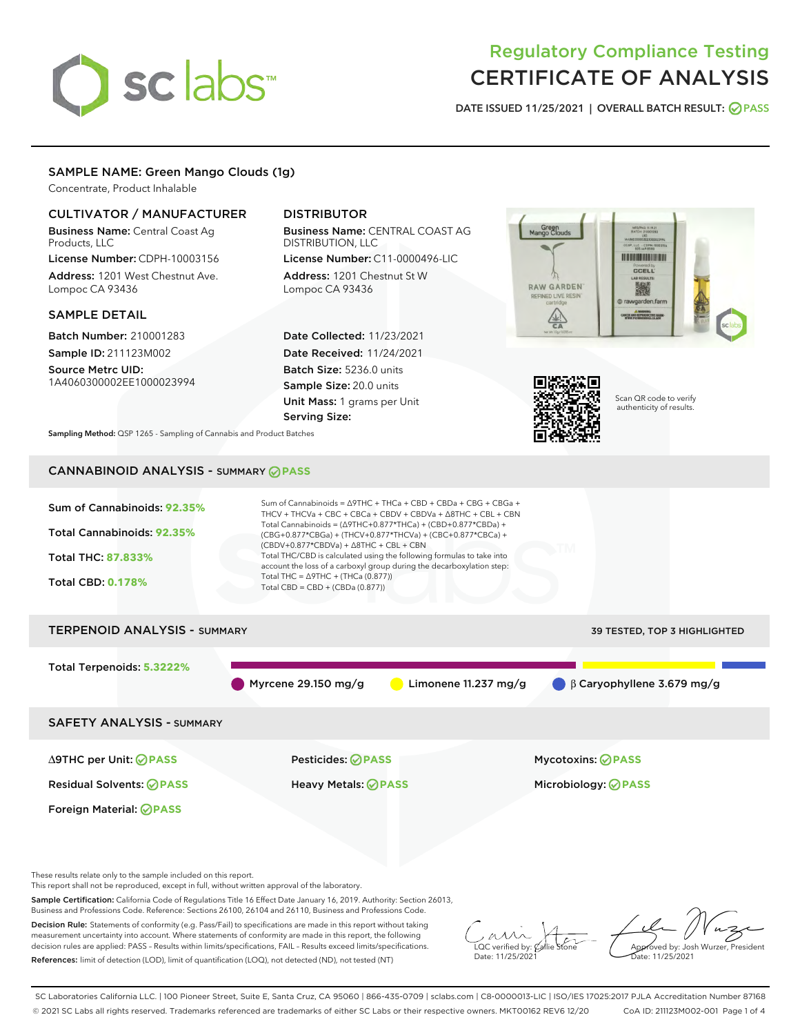# Regulatory Compliance Testing
# CERTIFICATE OF ANALYSIS

DATE ISSUED 11/25/2021 | OVERALL BATCH RESULT: PASS

## SAMPLE NAME: Green Mango Clouds (1g)

Concentrate, Product Inhalable

### CULTIVATOR / MANUFACTURER

**Business Name:** Central Coast Ag Products, LLC

**License Number:** CDPH-10003156

**Address:** 1201 West Chestnut Ave. Lompoc CA 93436

### DISTRIBUTOR

**Business Name:** CENTRAL COAST AG DISTRIBUTION, LLC

**License Number:** C11-0000496-LIC

**Address:** 1201 Chestnut St W Lompoc CA 93436

### SAMPLE DETAIL

**Batch Number:** 210001283

**Sample ID:** 211123M002

**Source Metrc UID:** 1A4060300002EE1000023994

**Date Collected:** 11/23/2021

**Date Received:** 11/24/2021

**Batch Size:** 5236.0 units

**Sample Size:** 20.0 units

**Unit Mass:** 1 grams per Unit

**Serving Size:**

Scan QR code to verify authenticity of results.

**Sampling Method:** QSP 1265 - Sampling of Cannabis and Product Batches

## CANNABINOID ANALYSIS - SUMMARY PASS

Sum of Cannabinoids: **92.35%**

Total Cannabinoids: **92.35%**

Total THC: **87.833%**

Total CBD: **0.178%**

Sum of Cannabinoids = Δ9THC + THCa + CBD + CBDa + CBG + CBGa + THCV + THCVa + CBC + CBCa + CBDV + CBDVa + Δ8THC + CBL + CBN

Total Cannabinoids = (Δ9THC+0.877*THCa) + (CBD+0.877*CBDa) + (CBG+0.877*CBGa) + (THCV+0.877*THCVa) + (CBC+0.877*CBCa) + (CBDV+0.877*CBDVa) + Δ8THC + CBL + CBN

Total THC/CBD is calculated using the following formulas to take into account the loss of a carboxyl group during the decarboxylation step:

Total THC = Δ9THC + (THCa (0.877))

Total CBD = CBD + (CBDa (0.877))

## TERPENOID ANALYSIS - SUMMARY

39 TESTED, TOP 3 HIGHLIGHTED

Total Terpenoids: **5.3222%**

- Myrcene 29.150 mg/g
- Limonene 11.237 mg/g
- β Caryophyllene 3.679 mg/g

## SAFETY ANALYSIS - SUMMARY

| | | |
|---|---|---|
| Δ9THC per Unit: PASS | Pesticides: PASS | Mycotoxins: PASS |
| Residual Solvents: PASS | Heavy Metals: PASS | Microbiology: PASS |
| Foreign Material: PASS | | |

These results relate only to the sample included on this report.
This report shall not be reproduced, except in full, without written approval of the laboratory.

**Sample Certification:** California Code of Regulations Title 16 Effect Date January 16, 2019. Authority: Section 26013, Business and Professions Code. Reference: Sections 26100, 26104 and 26110, Business and Professions Code.

**Decision Rule:** Statements of conformity (e.g. Pass/Fail) to specifications are made in this report without taking measurement uncertainty into account. Where statements of conformity are made in this report, the following decision rules are applied: PASS – Results within limits/specifications, FAIL – Results exceed limits/specifications.

**References:** limit of detection (LOD), limit of quantification (LOQ), not detected (ND), not tested (NT)

LQC verified by: Callie Stone
Date: 11/25/2021

Approved by: Josh Wurzer, President
Date: 11/25/2021

SC Laboratories California LLC. | 100 Pioneer Street, Suite E, Santa Cruz, CA 95060 | 866-435-0709 | sclabs.com | C8-0000013-LIC | ISO/IES 17025:2017 PJLA Accreditation Number 87168
© 2021 SC Labs all rights reserved. Trademarks referenced are trademarks of either SC Labs or their respective owners. MKT00162 REV6 12/20 CoA ID: 211123M002-001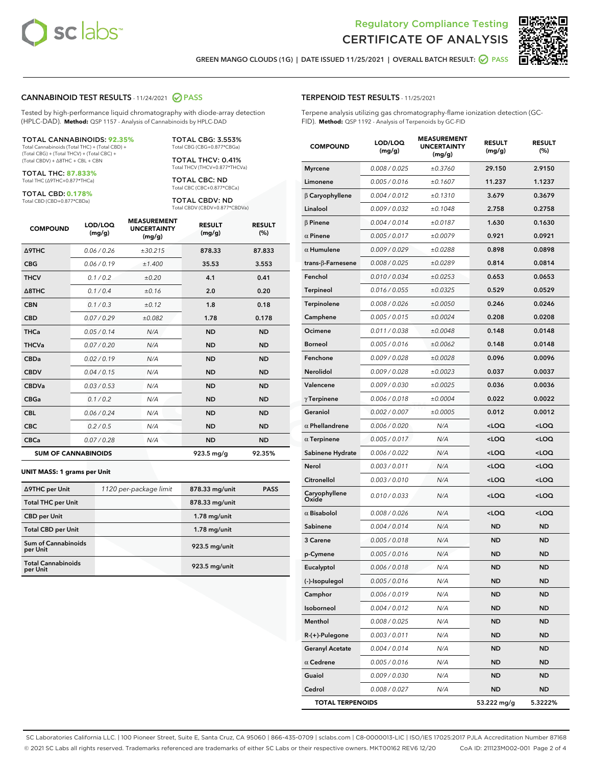GREEN MANGO CLOUDS (1G) | DATE ISSUED 11/25/2021 | OVERALL BATCH RESULT: PASS

## CANNABINOID TEST RESULTS - 11/24/2021 PASS

Tested by high-performance liquid chromatography with diode-array detection (HPLC-DAD). **Method:** QSP 1157 - Analysis of Cannabinoids by HPLC-DAD

**TOTAL CANNABINOIDS: 92.35%**
Total Cannabinoids (Total THC) + (Total CBD) + (Total CBG) + (Total THCV) + (Total CBC) + (Total CBDV) + Δ8THC + CBL + CBN

**TOTAL THC: 87.833%**
Total THC (Δ9THC+0.877*THCa)

**TOTAL CBD: 0.178%**
Total CBD (CBD+0.877*CBDa)

**TOTAL CBG: 3.553%**
Total CBG (CBG+0.877*CBGa)

**TOTAL THCV: 0.41%**
Total THCV (THCV+0.877*THCVa)

**TOTAL CBC: ND**
Total CBC (CBC+0.877*CBCa)

**TOTAL CBDV: ND**
Total CBDV (CBDV+0.877*CBDVa)

| COMPOUND | LOD/LOQ (mg/g) | MEASUREMENT UNCERTAINTY (mg/g) | RESULT (mg/g) | RESULT (%) |
|---|---|---|---|---|
| Δ9THC | 0.06 / 0.26 | ±30.215 | 878.33 | 87.833 |
| CBG | 0.06 / 0.19 | ±1.400 | 35.53 | 3.553 |
| THCV | 0.1 / 0.2 | ±0.20 | 4.1 | 0.41 |
| Δ8THC | 0.1 / 0.4 | ±0.16 | 2.0 | 0.20 |
| CBN | 0.1 / 0.3 | ±0.12 | 1.8 | 0.18 |
| CBD | 0.07 / 0.29 | ±0.082 | 1.78 | 0.178 |
| THCa | 0.05 / 0.14 | N/A | ND | ND |
| THCVa | 0.07 / 0.20 | N/A | ND | ND |
| CBDa | 0.02 / 0.19 | N/A | ND | ND |
| CBDV | 0.04 / 0.15 | N/A | ND | ND |
| CBDVa | 0.03 / 0.53 | N/A | ND | ND |
| CBGa | 0.1 / 0.2 | N/A | ND | ND |
| CBL | 0.06 / 0.24 | N/A | ND | ND |
| CBC | 0.2 / 0.5 | N/A | ND | ND |
| CBCa | 0.07 / 0.28 | N/A | ND | ND |
| **SUM OF CANNABINOIDS** | | | 923.5 mg/g | 92.35% |

**UNIT MASS: 1 grams per Unit**

| | | | |
|---|---|---|---|
| Δ9THC per Unit | 1120 per-package limit | 878.33 mg/unit | PASS |
| Total THC per Unit | | 878.33 mg/unit | |
| CBD per Unit | | 1.78 mg/unit | |
| Total CBD per Unit | | 1.78 mg/unit | |
| Sum of Cannabinoids per Unit | | 923.5 mg/unit | |
| Total Cannabinoids per Unit | | 923.5 mg/unit | |

## TERPENOID TEST RESULTS - 11/25/2021

Terpene analysis utilizing gas chromatography-flame ionization detection (GC-FID). **Method:** QSP 1192 - Analysis of Terpenoids by GC-FID

| COMPOUND | LOD/LOQ (mg/g) | MEASUREMENT UNCERTAINTY (mg/g) | RESULT (mg/g) | RESULT (%) |
|---|---|---|---|---|
| Myrcene | 0.008 / 0.025 | ±0.3760 | 29.150 | 2.9150 |
| Limonene | 0.005 / 0.016 | ±0.1607 | 11.237 | 1.1237 |
| β Caryophyllene | 0.004 / 0.012 | ±0.1310 | 3.679 | 0.3679 |
| Linalool | 0.009 / 0.032 | ±0.1048 | 2.758 | 0.2758 |
| β Pinene | 0.004 / 0.014 | ±0.0187 | 1.630 | 0.1630 |
| α Pinene | 0.005 / 0.017 | ±0.0079 | 0.921 | 0.0921 |
| α Humulene | 0.009 / 0.029 | ±0.0288 | 0.898 | 0.0898 |
| trans-β-Farnesene | 0.008 / 0.025 | ±0.0289 | 0.814 | 0.0814 |
| Fenchol | 0.010 / 0.034 | ±0.0253 | 0.653 | 0.0653 |
| Terpineol | 0.016 / 0.055 | ±0.0325 | 0.529 | 0.0529 |
| Terpinolene | 0.008 / 0.026 | ±0.0050 | 0.246 | 0.0246 |
| Camphene | 0.005 / 0.015 | ±0.0024 | 0.208 | 0.0208 |
| Ocimene | 0.011 / 0.038 | ±0.0048 | 0.148 | 0.0148 |
| Borneol | 0.005 / 0.016 | ±0.0062 | 0.148 | 0.0148 |
| Fenchone | 0.009 / 0.028 | ±0.0028 | 0.096 | 0.0096 |
| Nerolidol | 0.009 / 0.028 | ±0.0023 | 0.037 | 0.0037 |
| Valencene | 0.009 / 0.030 | ±0.0025 | 0.036 | 0.0036 |
| γ Terpinene | 0.006 / 0.018 | ±0.0004 | 0.022 | 0.0022 |
| Geraniol | 0.002 / 0.007 | ±0.0005 | 0.012 | 0.0012 |
| α Phellandrene | 0.006 / 0.020 | N/A | <LOQ | <LOQ |
| α Terpinene | 0.005 / 0.017 | N/A | <LOQ | <LOQ |
| Sabinene Hydrate | 0.006 / 0.022 | N/A | <LOQ | <LOQ |
| Nerol | 0.003 / 0.011 | N/A | <LOQ | <LOQ |
| Citronellol | 0.003 / 0.010 | N/A | <LOQ | <LOQ |
| Caryophyllene Oxide | 0.010 / 0.033 | N/A | <LOQ | <LOQ |
| α Bisabolol | 0.008 / 0.026 | N/A | <LOQ | <LOQ |
| Sabinene | 0.004 / 0.014 | N/A | ND | ND |
| 3 Carene | 0.005 / 0.018 | N/A | ND | ND |
| p-Cymene | 0.005 / 0.016 | N/A | ND | ND |
| Eucalyptol | 0.006 / 0.018 | N/A | ND | ND |
| (-)-Isopulegol | 0.005 / 0.016 | N/A | ND | ND |
| Camphor | 0.006 / 0.019 | N/A | ND | ND |
| Isoborneol | 0.004 / 0.012 | N/A | ND | ND |
| Menthol | 0.008 / 0.025 | N/A | ND | ND |
| R-(+)-Pulegone | 0.003 / 0.011 | N/A | ND | ND |
| Geranyl Acetate | 0.004 / 0.014 | N/A | ND | ND |
| α Cedrene | 0.005 / 0.016 | N/A | ND | ND |
| Guaiol | 0.009 / 0.030 | N/A | ND | ND |
| Cedrol | 0.008 / 0.027 | N/A | ND | ND |
| **TOTAL TERPENOIDS** | | | 53.222 mg/g | 5.3222% |

SC Laboratories California LLC. | 100 Pioneer Street, Suite E, Santa Cruz, CA 95060 | 866-435-0709 | sclabs.com | C8-0000013-LIC | ISO/IES 17025:2017 PJLA Accreditation Number 87168
© 2021 SC Labs all rights reserved. Trademarks referenced are trademarks of either SC Labs or their respective owners. MKT00162 REV6 12/20 CoA ID: 211123M002-001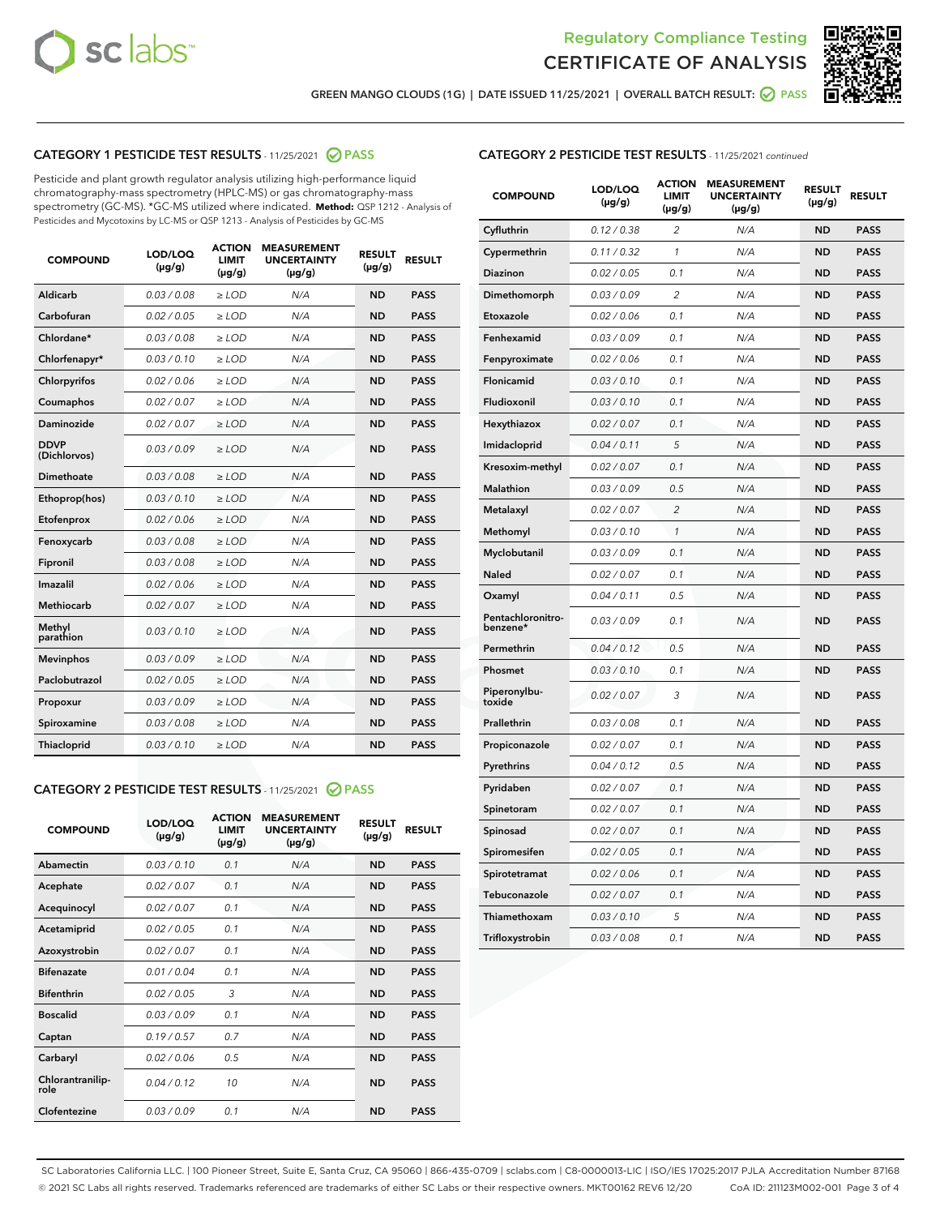GREEN MANGO CLOUDS (1G) | DATE ISSUED 11/25/2021 | OVERALL BATCH RESULT: PASS

## CATEGORY 1 PESTICIDE TEST RESULTS - 11/25/2021 PASS

Pesticide and plant growth regulator analysis utilizing high-performance liquid chromatography-mass spectrometry (HPLC-MS) or gas chromatography-mass spectrometry (GC-MS). *GC-MS utilized where indicated. **Method:** QSP 1212 - Analysis of Pesticides and Mycotoxins by LC-MS or QSP 1213 - Analysis of Pesticides by GC-MS

| COMPOUND | LOD/LOQ (µg/g) | ACTION LIMIT (µg/g) | MEASUREMENT UNCERTAINTY (µg/g) | RESULT (µg/g) | RESULT |
|---|---|---|---|---|---|
| Aldicarb | 0.03 / 0.08 | ≥ LOD | N/A | ND | PASS |
| Carbofuran | 0.02 / 0.05 | ≥ LOD | N/A | ND | PASS |
| Chlordane* | 0.03 / 0.08 | ≥ LOD | N/A | ND | PASS |
| Chlorfenapyr* | 0.03 / 0.10 | ≥ LOD | N/A | ND | PASS |
| Chlorpyrifos | 0.02 / 0.06 | ≥ LOD | N/A | ND | PASS |
| Coumaphos | 0.02 / 0.07 | ≥ LOD | N/A | ND | PASS |
| Daminozide | 0.02 / 0.07 | ≥ LOD | N/A | ND | PASS |
| DDVP (Dichlorvos) | 0.03 / 0.09 | ≥ LOD | N/A | ND | PASS |
| Dimethoate | 0.03 / 0.08 | ≥ LOD | N/A | ND | PASS |
| Ethoprop(hos) | 0.03 / 0.10 | ≥ LOD | N/A | ND | PASS |
| Etofenprox | 0.02 / 0.06 | ≥ LOD | N/A | ND | PASS |
| Fenoxycarb | 0.03 / 0.08 | ≥ LOD | N/A | ND | PASS |
| Fipronil | 0.03 / 0.08 | ≥ LOD | N/A | ND | PASS |
| Imazalil | 0.02 / 0.06 | ≥ LOD | N/A | ND | PASS |
| Methiocarb | 0.02 / 0.07 | ≥ LOD | N/A | ND | PASS |
| Methyl parathion | 0.03 / 0.10 | ≥ LOD | N/A | ND | PASS |
| Mevinphos | 0.03 / 0.09 | ≥ LOD | N/A | ND | PASS |
| Paclobutrazol | 0.02 / 0.05 | ≥ LOD | N/A | ND | PASS |
| Propoxur | 0.03 / 0.09 | ≥ LOD | N/A | ND | PASS |
| Spiroxamine | 0.03 / 0.08 | ≥ LOD | N/A | ND | PASS |
| Thiacloprid | 0.03 / 0.10 | ≥ LOD | N/A | ND | PASS |

## CATEGORY 2 PESTICIDE TEST RESULTS - 11/25/2021 PASS

| COMPOUND | LOD/LOQ (µg/g) | ACTION LIMIT (µg/g) | MEASUREMENT UNCERTAINTY (µg/g) | RESULT (µg/g) | RESULT |
|---|---|---|---|---|---|
| Abamectin | 0.03 / 0.10 | 0.1 | N/A | ND | PASS |
| Acephate | 0.02 / 0.07 | 0.1 | N/A | ND | PASS |
| Acequinocyl | 0.02 / 0.07 | 0.1 | N/A | ND | PASS |
| Acetamiprid | 0.02 / 0.05 | 0.1 | N/A | ND | PASS |
| Azoxystrobin | 0.02 / 0.07 | 0.1 | N/A | ND | PASS |
| Bifenazate | 0.01 / 0.04 | 0.1 | N/A | ND | PASS |
| Bifenthrin | 0.02 / 0.05 | 3 | N/A | ND | PASS |
| Boscalid | 0.03 / 0.09 | 0.1 | N/A | ND | PASS |
| Captan | 0.19 / 0.57 | 0.7 | N/A | ND | PASS |
| Carbaryl | 0.02 / 0.06 | 0.5 | N/A | ND | PASS |
| Chlorantraniliprole | 0.04 / 0.12 | 10 | N/A | ND | PASS |
| Clofentezine | 0.03 / 0.09 | 0.1 | N/A | ND | PASS |
| Cyfluthrin | 0.12 / 0.38 | 2 | N/A | ND | PASS |
| Cypermethrin | 0.11 / 0.32 | 1 | N/A | ND | PASS |
| Diazinon | 0.02 / 0.05 | 0.1 | N/A | ND | PASS |
| Dimethomorph | 0.03 / 0.09 | 2 | N/A | ND | PASS |
| Etoxazole | 0.02 / 0.06 | 0.1 | N/A | ND | PASS |
| Fenhexamid | 0.03 / 0.09 | 0.1 | N/A | ND | PASS |
| Fenpyroximate | 0.02 / 0.06 | 0.1 | N/A | ND | PASS |
| Flonicamid | 0.03 / 0.10 | 0.1 | N/A | ND | PASS |
| Fludioxonil | 0.03 / 0.10 | 0.1 | N/A | ND | PASS |
| Hexythiazox | 0.02 / 0.07 | 0.1 | N/A | ND | PASS |
| Imidacloprid | 0.04 / 0.11 | 5 | N/A | ND | PASS |
| Kresoxim-methyl | 0.02 / 0.07 | 0.1 | N/A | ND | PASS |
| Malathion | 0.03 / 0.09 | 0.5 | N/A | ND | PASS |
| Metalaxyl | 0.02 / 0.07 | 2 | N/A | ND | PASS |
| Methomyl | 0.03 / 0.10 | 1 | N/A | ND | PASS |
| Myclobutanil | 0.03 / 0.09 | 0.1 | N/A | ND | PASS |
| Naled | 0.02 / 0.07 | 0.1 | N/A | ND | PASS |
| Oxamyl | 0.04 / 0.11 | 0.5 | N/A | ND | PASS |
| Pentachloronitrobenzene* | 0.03 / 0.09 | 0.1 | N/A | ND | PASS |
| Permethrin | 0.04 / 0.12 | 0.5 | N/A | ND | PASS |
| Phosmet | 0.03 / 0.10 | 0.1 | N/A | ND | PASS |
| Piperonylbutoxide | 0.02 / 0.07 | 3 | N/A | ND | PASS |
| Prallethrin | 0.03 / 0.08 | 0.1 | N/A | ND | PASS |
| Propiconazole | 0.02 / 0.07 | 0.1 | N/A | ND | PASS |
| Pyrethrins | 0.04 / 0.12 | 0.5 | N/A | ND | PASS |
| Pyridaben | 0.02 / 0.07 | 0.1 | N/A | ND | PASS |
| Spinetoram | 0.02 / 0.07 | 0.1 | N/A | ND | PASS |
| Spinosad | 0.02 / 0.07 | 0.1 | N/A | ND | PASS |
| Spiromesifen | 0.02 / 0.05 | 0.1 | N/A | ND | PASS |
| Spirotetramat | 0.02 / 0.06 | 0.1 | N/A | ND | PASS |
| Tebuconazole | 0.02 / 0.07 | 0.1 | N/A | ND | PASS |
| Thiamethoxam | 0.03 / 0.10 | 5 | N/A | ND | PASS |
| Trifloxystrobin | 0.03 / 0.08 | 0.1 | N/A | ND | PASS |

SC Laboratories California LLC. | 100 Pioneer Street, Suite E, Santa Cruz, CA 95060 | 866-435-0709 | sclabs.com | C8-0000013-LIC | ISO/IES 17025:2017 PJLA Accreditation Number 87168
© 2021 SC Labs all rights reserved. Trademarks referenced are trademarks of either SC Labs or their respective owners. MKT00162 REV6 12/20 CoA ID: 211123M002-001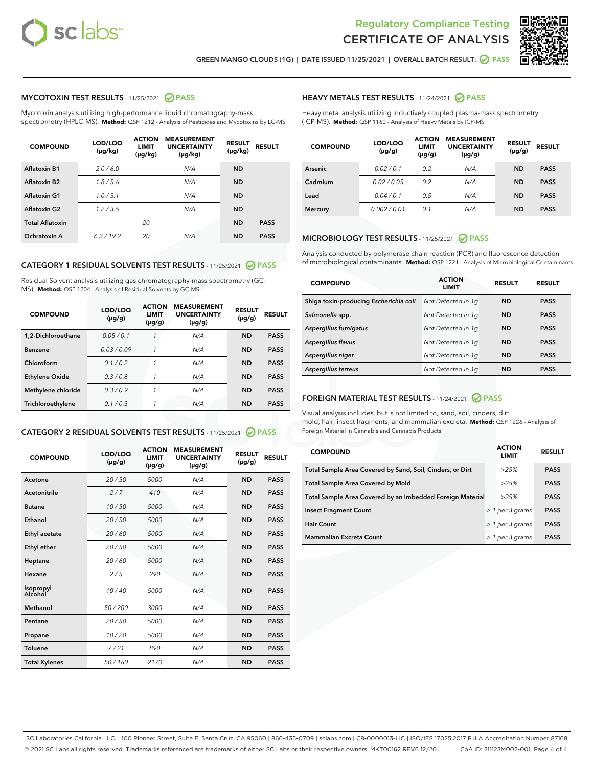Regulatory Compliance Testing
CERTIFICATE OF ANALYSIS

GREEN MANGO CLOUDS (1G) | DATE ISSUED 11/25/2021 | OVERALL BATCH RESULT: PASS

## MYCOTOXIN TEST RESULTS - 11/25/2021 PASS

Mycotoxin analysis utilizing high-performance liquid chromatography-mass spectrometry (HPLC-MS). **Method:** QSP 1212 - Analysis of Pesticides and Mycotoxins by LC-MS

| COMPOUND | LOD/LOQ (µg/kg) | ACTION LIMIT (µg/kg) | MEASUREMENT UNCERTAINTY (µg/kg) | RESULT (µg/kg) | RESULT |
|---|---|---|---|---|---|
| Aflatoxin B1 | 2.0 / 6.0 | | N/A | ND | |
| Aflatoxin B2 | 1.8 / 5.6 | | N/A | ND | |
| Aflatoxin G1 | 1.0 / 3.1 | | N/A | ND | |
| Aflatoxin G2 | 1.2 / 3.5 | | N/A | ND | |
| Total Aflatoxin | | 20 | | ND | PASS |
| Ochratoxin A | 6.3 / 19.2 | 20 | N/A | ND | PASS |

## CATEGORY 1 RESIDUAL SOLVENTS TEST RESULTS - 11/25/2021 PASS

Residual Solvent analysis utilizing gas chromatography-mass spectrometry (GC-MS). **Method:** QSP 1204 - Analysis of Residual Solvents by GC-MS

| COMPOUND | LOD/LOQ (µg/g) | ACTION LIMIT (µg/g) | MEASUREMENT UNCERTAINTY (µg/g) | RESULT (µg/g) | RESULT |
|---|---|---|---|---|---|
| 1,2-Dichloroethane | 0.05 / 0.1 | 1 | N/A | ND | PASS |
| Benzene | 0.03 / 0.09 | 1 | N/A | ND | PASS |
| Chloroform | 0.1 / 0.2 | 1 | N/A | ND | PASS |
| Ethylene Oxide | 0.3 / 0.8 | 1 | N/A | ND | PASS |
| Methylene chloride | 0.3 / 0.9 | 1 | N/A | ND | PASS |
| Trichloroethylene | 0.1 / 0.3 | 1 | N/A | ND | PASS |

## CATEGORY 2 RESIDUAL SOLVENTS TEST RESULTS - 11/25/2021 PASS

| COMPOUND | LOD/LOQ (µg/g) | ACTION LIMIT (µg/g) | MEASUREMENT UNCERTAINTY (µg/g) | RESULT (µg/g) | RESULT |
|---|---|---|---|---|---|
| Acetone | 20 / 50 | 5000 | N/A | ND | PASS |
| Acetonitrile | 2 / 7 | 410 | N/A | ND | PASS |
| Butane | 10 / 50 | 5000 | N/A | ND | PASS |
| Ethanol | 20 / 50 | 5000 | N/A | ND | PASS |
| Ethyl acetate | 20 / 60 | 5000 | N/A | ND | PASS |
| Ethyl ether | 20 / 50 | 5000 | N/A | ND | PASS |
| Heptane | 20 / 60 | 5000 | N/A | ND | PASS |
| Hexane | 2 / 5 | 290 | N/A | ND | PASS |
| Isopropyl Alcohol | 10 / 40 | 5000 | N/A | ND | PASS |
| Methanol | 50 / 200 | 3000 | N/A | ND | PASS |
| Pentane | 20 / 50 | 5000 | N/A | ND | PASS |
| Propane | 10 / 20 | 5000 | N/A | ND | PASS |
| Toluene | 7 / 21 | 890 | N/A | ND | PASS |
| Total Xylenes | 50 / 160 | 2170 | N/A | ND | PASS |

## HEAVY METALS TEST RESULTS - 11/24/2021 PASS

Heavy metal analysis utilizing inductively coupled plasma-mass spectrometry (ICP-MS). **Method:** QSP 1160 - Analysis of Heavy Metals by ICP-MS

| COMPOUND | LOD/LOQ (µg/g) | ACTION LIMIT (µg/g) | MEASUREMENT UNCERTAINTY (µg/g) | RESULT (µg/g) | RESULT |
|---|---|---|---|---|---|
| Arsenic | 0.02 / 0.1 | 0.2 | N/A | ND | PASS |
| Cadmium | 0.02 / 0.05 | 0.2 | N/A | ND | PASS |
| Lead | 0.04 / 0.1 | 0.5 | N/A | ND | PASS |
| Mercury | 0.002 / 0.01 | 0.1 | N/A | ND | PASS |

## MICROBIOLOGY TEST RESULTS - 11/25/2021 PASS

Analysis conducted by polymerase chain reaction (PCR) and fluorescence detection of microbiological contaminants. **Method:** QSP 1221 - Analysis of Microbiological Contaminants

| COMPOUND | ACTION LIMIT | RESULT | RESULT |
|---|---|---|---|
| Shiga toxin-producing *Escherichia coli* | Not Detected in 1g | ND | PASS |
| *Salmonella* spp. | Not Detected in 1g | ND | PASS |
| *Aspergillus fumigatus* | Not Detected in 1g | ND | PASS |
| *Aspergillus flavus* | Not Detected in 1g | ND | PASS |
| *Aspergillus niger* | Not Detected in 1g | ND | PASS |
| *Aspergillus terreus* | Not Detected in 1g | ND | PASS |

## FOREIGN MATERIAL TEST RESULTS - 11/24/2021 PASS

Visual analysis includes, but is not limited to, sand, soil, cinders, dirt, mold, hair, insect fragments, and mammalian excreta. **Method:** QSP 1226 - Analysis of Foreign Material in Cannabis and Cannabis Products

| COMPOUND | ACTION LIMIT | RESULT |
|---|---|---|
| Total Sample Area Covered by Sand, Soil, Cinders, or Dirt | >25% | PASS |
| Total Sample Area Covered by Mold | >25% | PASS |
| Total Sample Area Covered by an Imbedded Foreign Material | >25% | PASS |
| Insect Fragment Count | > 1 per 3 grams | PASS |
| Hair Count | > 1 per 3 grams | PASS |
| Mammalian Excreta Count | > 1 per 3 grams | PASS |

SC Laboratories California LLC. | 100 Pioneer Street, Suite E, Santa Cruz, CA 95060 | 866-435-0709 | sclabs.com | C8-0000013-LIC | ISO/IES 17025:2017 PJLA Accreditation Number 87168
© 2021 SC Labs all rights reserved. Trademarks referenced are trademarks of either SC Labs or their respective owners. MKT00162 REV6 12/20 CoA ID: 211123M002-001